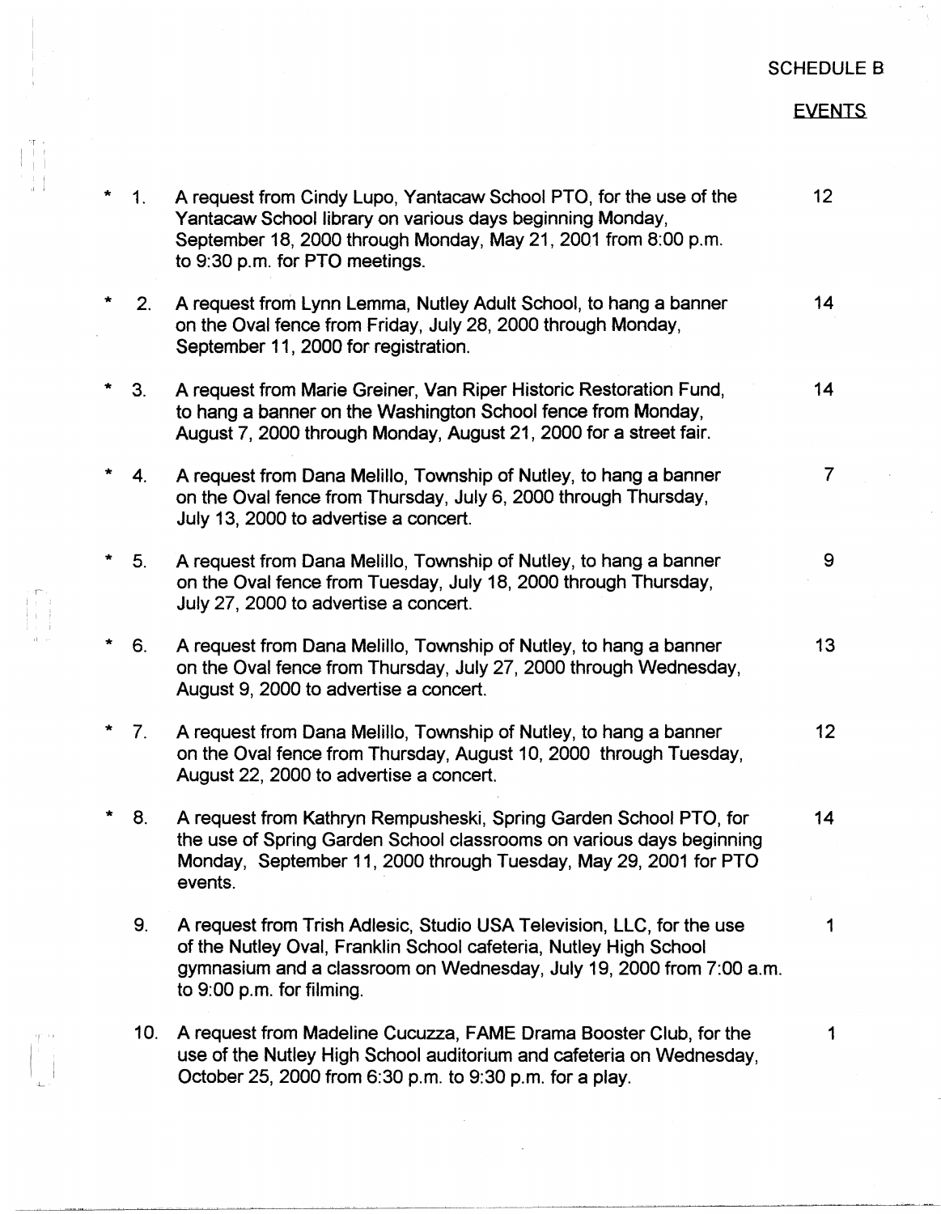SCHEDULE B

EVENTS

| | | | |
|---|---|---|---|
| * | 1. | A request from Cindy Lupo, Yantacaw School PTO, for the use of the Yantacaw School library on various days beginning Monday, September 18, 2000 through Monday, May 21, 2001 from 8:00 p.m. to 9:30 p.m. for PTO meetings. | 12 |
| * | 2. | A request from Lynn Lemma, Nutley Adult School, to hang a banner on the Oval fence from Friday, July 28, 2000 through Monday, September 11, 2000 for registration. | 14 |
| * | 3. | A request from Marie Greiner, Van Riper Historic Restoration Fund, to hang a banner on the Washington School fence from Monday, August 7, 2000 through Monday, August 21, 2000 for a street fair. | 14 |
| * | 4. | A request from Dana Melillo, Township of Nutley, to hang a banner on the Oval fence from Thursday, July 6, 2000 through Thursday, July 13, 2000 to advertise a concert. | 7 |
| * | 5. | A request from Dana Melillo, Township of Nutley, to hang a banner on the Oval fence from Tuesday, July 18, 2000 through Thursday, July 27, 2000 to advertise a concert. | 9 |
| * | 6. | A request from Dana Melillo, Township of Nutley, to hang a banner on the Oval fence from Thursday, July 27, 2000 through Wednesday, August 9, 2000 to advertise a concert. | 13 |
| * | 7. | A request from Dana Melillo, Township of Nutley, to hang a banner on the Oval fence from Thursday, August 10, 2000 through Tuesday, August 22, 2000 to advertise a concert. | 12 |
| * | 8. | A request from Kathryn Rempusheski, Spring Garden School PTO, for the use of Spring Garden School classrooms on various days beginning Monday, September 11, 2000 through Tuesday, May 29, 2001 for PTO events. | 14 |
| | 9. | A request from Trish Adlesic, Studio USA Television, LLC, for the use of the Nutley Oval, Franklin School cafeteria, Nutley High School gymnasium and a classroom on Wednesday, July 19, 2000 from 7:00 a.m. to 9:00 p.m. for filming. | 1 |
| | 10. | A request from Madeline Cucuzza, FAME Drama Booster Club, for the use of the Nutley High School auditorium and cafeteria on Wednesday, October 25, 2000 from 6:30 p.m. to 9:30 p.m. for a play. | 1 |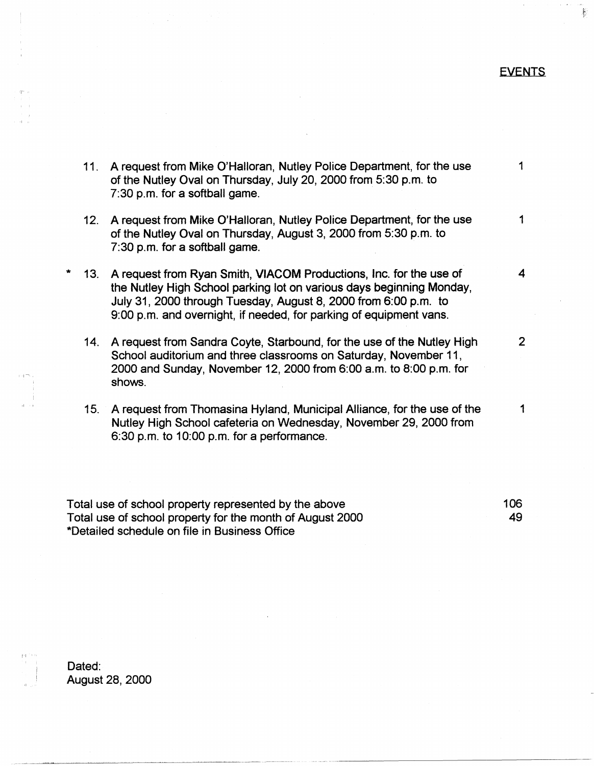## EVENTS

| | | |
|---|---|---|
| 11. | A request from Mike O'Halloran, Nutley Police Department, for the use of the Nutley Oval on Thursday, July 20, 2000 from 5:30 p.m. to 7:30 p.m. for a softball game. | 1 |
| 12. | A request from Mike O'Halloran, Nutley Police Department, for the use of the Nutley Oval on Thursday, August 3, 2000 from 5:30 p.m. to 7:30 p.m. for a softball game. | 1 |
| * 13. | A request from Ryan Smith, VIACOM Productions, Inc. for the use of the Nutley High School parking lot on various days beginning Monday, July 31, 2000 through Tuesday, August 8, 2000 from 6:00 p.m. to 9:00 p.m. and overnight, if needed, for parking of equipment vans. | 4 |
| 14. | A request from Sandra Coyte, Starbound, for the use of the Nutley High School auditorium and three classrooms on Saturday, November 11, 2000 and Sunday, November 12, 2000 from 6:00 a.m. to 8:00 p.m. for shows. | 2 |
| 15. | A request from Thomasina Hyland, Municipal Alliance, for the use of the Nutley High School cafeteria on Wednesday, November 29, 2000 from 6:30 p.m. to 10:00 p.m. for a performance. | 1 |

| | |
|---|---|
| Total use of school property represented by the above | 106 |
| Total use of school property for the month of August 2000 | 49 |

*Detailed schedule on file in Business Office

Dated:
August 28, 2000